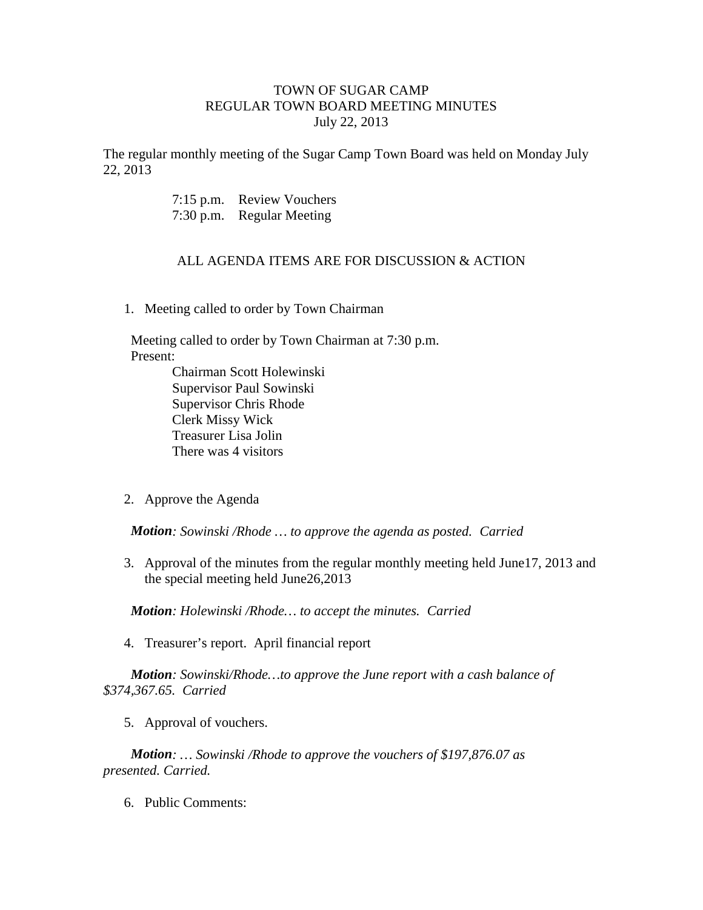TOWN OF SUGAR CAMP
REGULAR TOWN BOARD MEETING MINUTES
July 22, 2013

The regular monthly meeting of the Sugar Camp Town Board was held on Monday July 22, 2013

7:15 p.m. Review Vouchers
7:30 p.m. Regular Meeting

ALL AGENDA ITEMS ARE FOR DISCUSSION & ACTION

1. Meeting called to order by Town Chairman

   Meeting called to order by Town Chairman at 7:30 p.m.
   Present:
   Chairman Scott Holewinski
   Supervisor Paul Sowinski
   Supervisor Chris Rhode
   Clerk Missy Wick
   Treasurer Lisa Jolin
   There was 4 visitors

2. Approve the Agenda

   ***Motion****: Sowinski /Rhode … to approve the agenda as posted. Carried*

3. Approval of the minutes from the regular monthly meeting held June17, 2013 and the special meeting held June26,2013

   ***Motion****: Holewinski /Rhode… to accept the minutes. Carried*

4. Treasurer's report. April financial report

   ***Motion****: Sowinski/Rhode…to approve the June report with a cash balance of $374,367.65. Carried*

5. Approval of vouchers.

   ***Motion****: … Sowinski /Rhode to approve the vouchers of $197,876.07 as presented. Carried.*

6. Public Comments: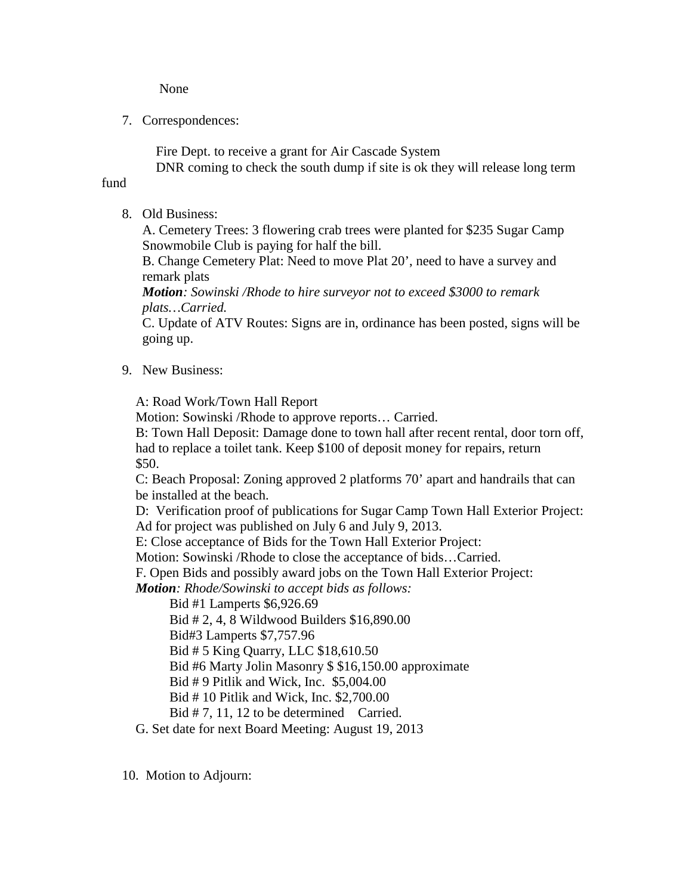None

7. Correspondences:

   Fire Dept. to receive a grant for Air Cascade System
   DNR coming to check the south dump if site is ok they will release long term fund

8. Old Business:
   A. Cemetery Trees: 3 flowering crab trees were planted for $235 Sugar Camp Snowmobile Club is paying for half the bill.
   B. Change Cemetery Plat: Need to move Plat 20', need to have a survey and remark plats
   ***Motion**: Sowinski /Rhode to hire surveyor not to exceed $3000 to remark plats…Carried.*
   C. Update of ATV Routes: Signs are in, ordinance has been posted, signs will be going up.

9. New Business:

   A: Road Work/Town Hall Report
   Motion: Sowinski /Rhode to approve reports… Carried.
   B: Town Hall Deposit: Damage done to town hall after recent rental, door torn off, had to replace a toilet tank. Keep $100 of deposit money for repairs, return $50.
   C: Beach Proposal: Zoning approved 2 platforms 70' apart and handrails that can be installed at the beach.
   D: Verification proof of publications for Sugar Camp Town Hall Exterior Project: Ad for project was published on July 6 and July 9, 2013.
   E: Close acceptance of Bids for the Town Hall Exterior Project:
   Motion: Sowinski /Rhode to close the acceptance of bids…Carried.
   F. Open Bids and possibly award jobs on the Town Hall Exterior Project:
   ***Motion**: Rhode/Sowinski to accept bids as follows:*
   Bid #1 Lamperts $6,926.69
   Bid # 2, 4, 8 Wildwood Builders $16,890.00
   Bid#3 Lamperts $7,757.96
   Bid # 5 King Quarry, LLC $18,610.50
   Bid #6 Marty Jolin Masonry $ $16,150.00 approximate
   Bid # 9 Pitlik and Wick, Inc. $5,004.00
   Bid # 10 Pitlik and Wick, Inc. $2,700.00
   Bid # 7, 11, 12 to be determined Carried.
   G. Set date for next Board Meeting: August 19, 2013

10. Motion to Adjourn: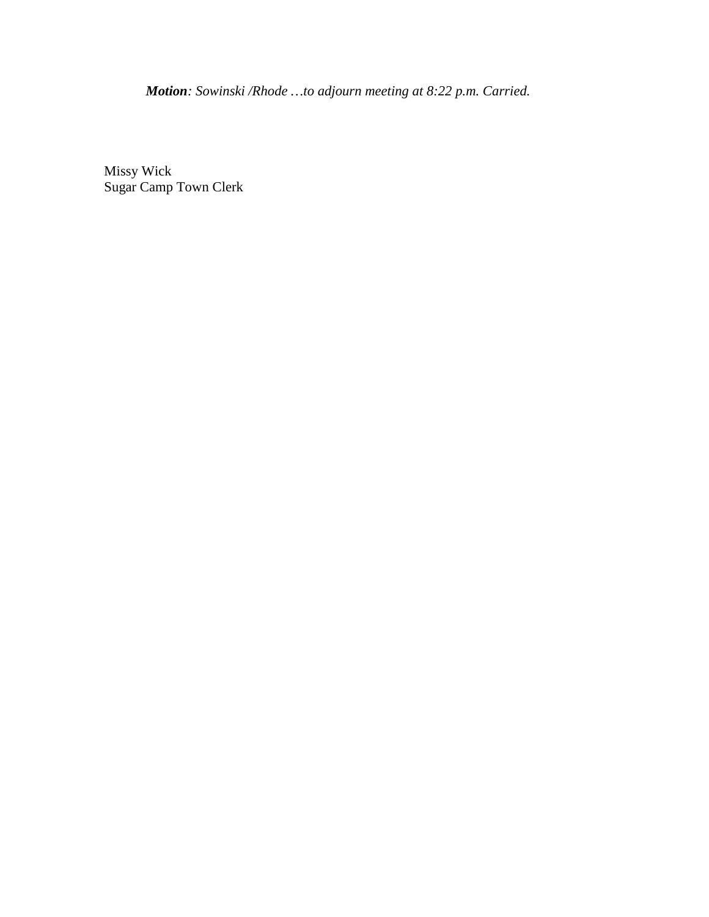***Motion**: Sowinski /Rhode …to adjourn meeting at 8:22 p.m. Carried.*

Missy Wick
Sugar Camp Town Clerk